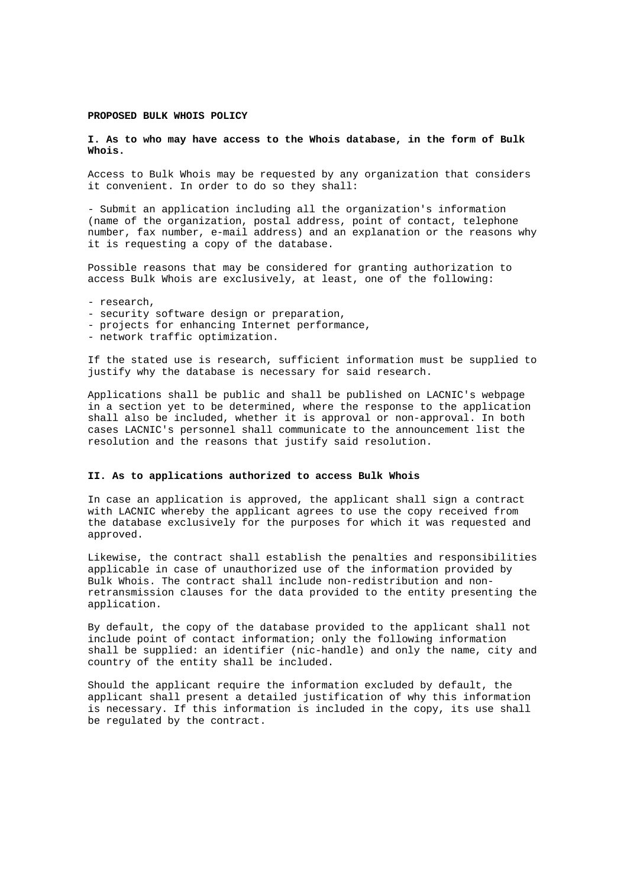**PROPOSED BULK WHOIS POLICY**

**I. As to who may have access to the Whois database, in the form of Bulk Whois.**

Access to Bulk Whois may be requested by any organization that considers it convenient. In order to do so they shall:

- Submit an application including all the organization's information (name of the organization, postal address, point of contact, telephone number, fax number, e-mail address) and an explanation or the reasons why it is requesting a copy of the database.

Possible reasons that may be considered for granting authorization to access Bulk Whois are exclusively, at least, one of the following:

- research,
- security software design or preparation,
- projects for enhancing Internet performance,
- network traffic optimization.

If the stated use is research, sufficient information must be supplied to justify why the database is necessary for said research.

Applications shall be public and shall be published on LACNIC's webpage in a section yet to be determined, where the response to the application shall also be included, whether it is approval or non-approval. In both cases LACNIC's personnel shall communicate to the announcement list the resolution and the reasons that justify said resolution.

**II. As to applications authorized to access Bulk Whois**

In case an application is approved, the applicant shall sign a contract with LACNIC whereby the applicant agrees to use the copy received from the database exclusively for the purposes for which it was requested and approved.

Likewise, the contract shall establish the penalties and responsibilities applicable in case of unauthorized use of the information provided by Bulk Whois. The contract shall include non-redistribution and non-retransmission clauses for the data provided to the entity presenting the application.

By default, the copy of the database provided to the applicant shall not include point of contact information; only the following information shall be supplied: an identifier (nic-handle) and only the name, city and country of the entity shall be included.

Should the applicant require the information excluded by default, the applicant shall present a detailed justification of why this information is necessary. If this information is included in the copy, its use shall be regulated by the contract.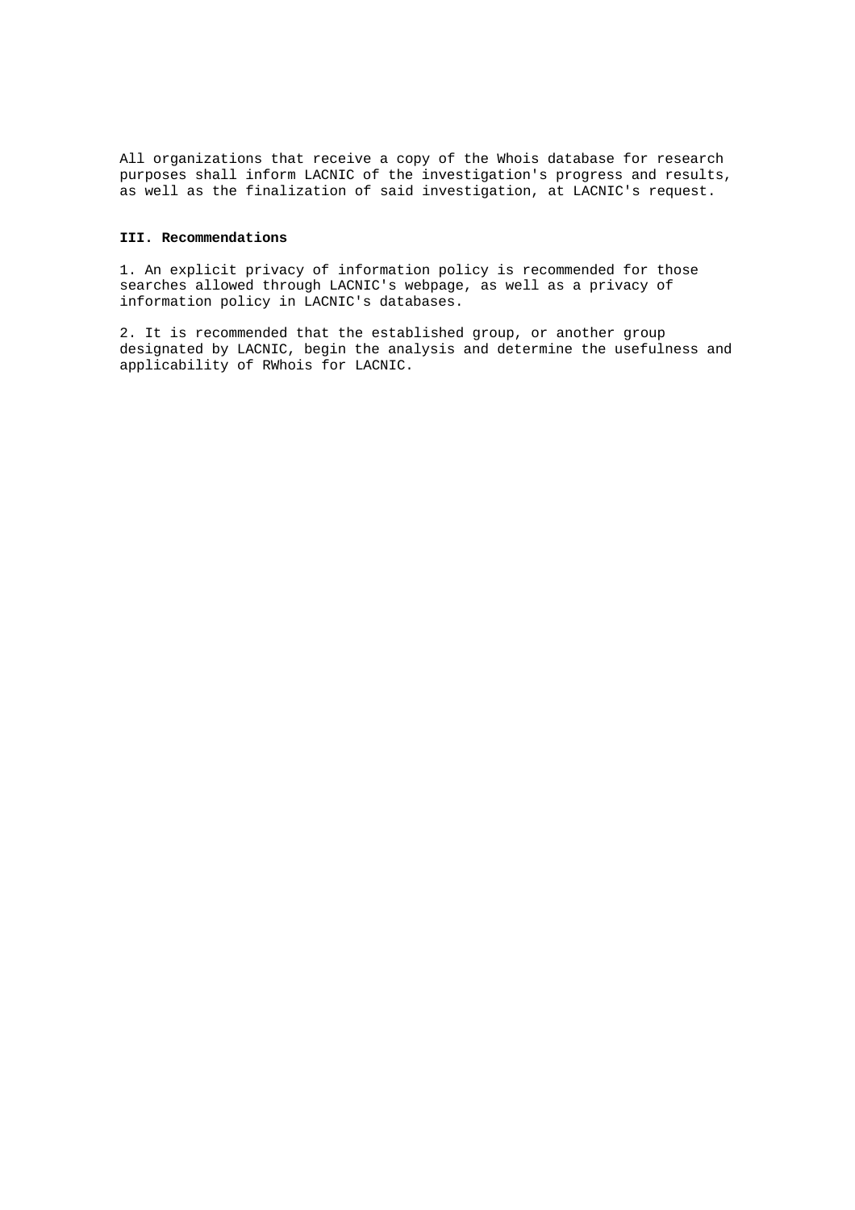All organizations that receive a copy of the Whois database for research purposes shall inform LACNIC of the investigation's progress and results, as well as the finalization of said investigation, at LACNIC's request.

### III. Recommendations

1. An explicit privacy of information policy is recommended for those searches allowed through LACNIC's webpage, as well as a privacy of information policy in LACNIC's databases.

2. It is recommended that the established group, or another group designated by LACNIC, begin the analysis and determine the usefulness and applicability of RWhois for LACNIC.